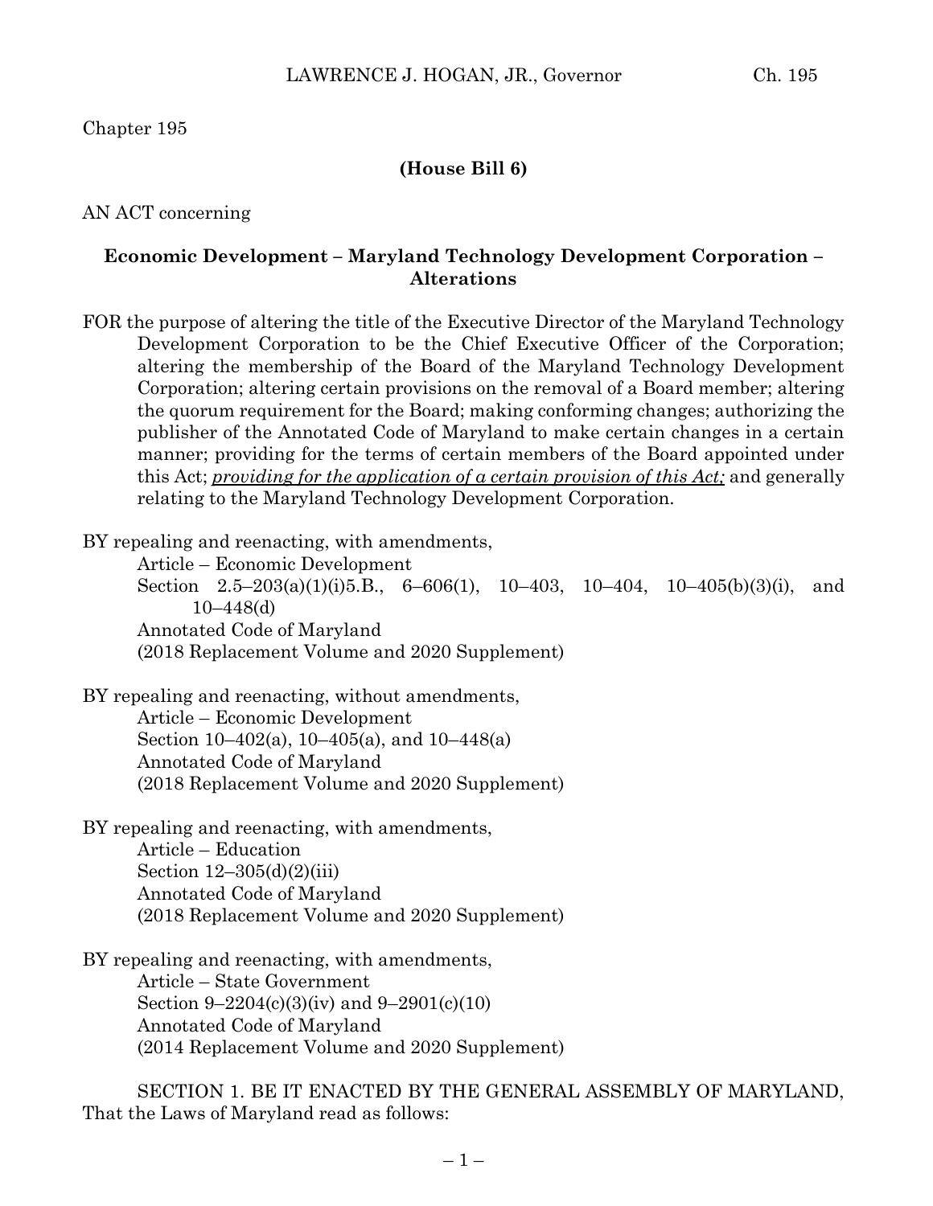Chapter 195

**(House Bill 6)**

AN ACT concerning

**Economic Development – Maryland Technology Development Corporation – Alterations**

FOR the purpose of altering the title of the Executive Director of the Maryland Technology Development Corporation to be the Chief Executive Officer of the Corporation; altering the membership of the Board of the Maryland Technology Development Corporation; altering certain provisions on the removal of a Board member; altering the quorum requirement for the Board; making conforming changes; authorizing the publisher of the Annotated Code of Maryland to make certain changes in a certain manner; providing for the terms of certain members of the Board appointed under this Act; *providing for the application of a certain provision of this Act;* and generally relating to the Maryland Technology Development Corporation.

BY repealing and reenacting, with amendments,
Article – Economic Development
Section 2.5–203(a)(1)(i)5.B., 6–606(1), 10–403, 10–404, 10–405(b)(3)(i), and 10–448(d)
Annotated Code of Maryland
(2018 Replacement Volume and 2020 Supplement)

BY repealing and reenacting, without amendments,
Article – Economic Development
Section 10–402(a), 10–405(a), and 10–448(a)
Annotated Code of Maryland
(2018 Replacement Volume and 2020 Supplement)

BY repealing and reenacting, with amendments,
Article – Education
Section 12–305(d)(2)(iii)
Annotated Code of Maryland
(2018 Replacement Volume and 2020 Supplement)

BY repealing and reenacting, with amendments,
Article – State Government
Section 9–2204(c)(3)(iv) and 9–2901(c)(10)
Annotated Code of Maryland
(2014 Replacement Volume and 2020 Supplement)

SECTION 1. BE IT ENACTED BY THE GENERAL ASSEMBLY OF MARYLAND, That the Laws of Maryland read as follows: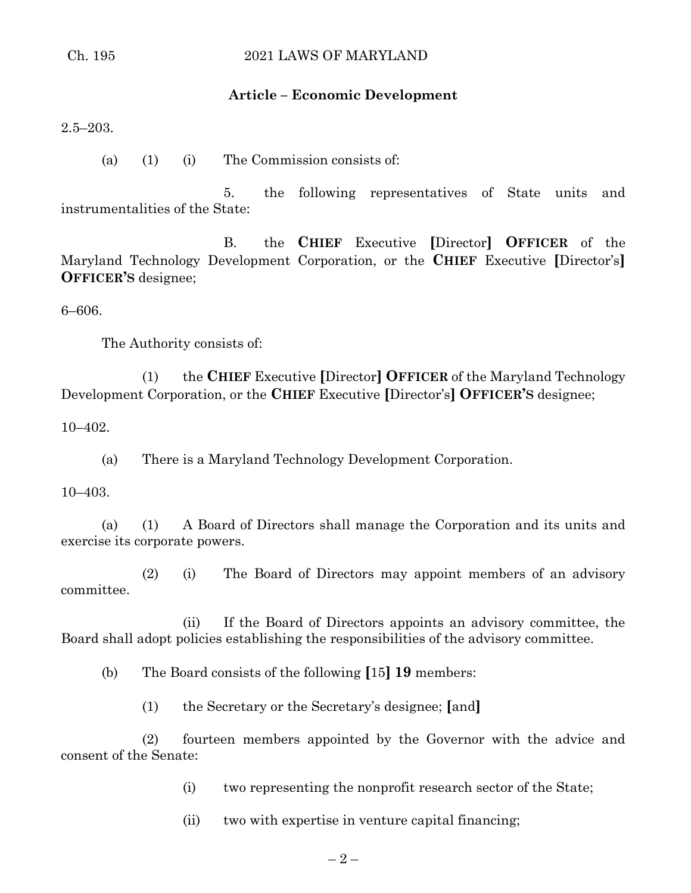**Article – Economic Development**

2.5–203.

(a) (1) (i) The Commission consists of:

5. the following representatives of State units and instrumentalities of the State:

B. the **CHIEF** Executive **[**Director**]** **OFFICER** of the Maryland Technology Development Corporation, or the **CHIEF** Executive **[**Director's**]** **OFFICER'S** designee;

6–606.

The Authority consists of:

(1) the **CHIEF** Executive **[**Director**]** **OFFICER** of the Maryland Technology Development Corporation, or the **CHIEF** Executive **[**Director's**]** **OFFICER'S** designee;

10–402.

(a) There is a Maryland Technology Development Corporation.

10–403.

(a) (1) A Board of Directors shall manage the Corporation and its units and exercise its corporate powers.

(2) (i) The Board of Directors may appoint members of an advisory committee.

(ii) If the Board of Directors appoints an advisory committee, the Board shall adopt policies establishing the responsibilities of the advisory committee.

(b) The Board consists of the following **[**15**]** **19** members:

(1) the Secretary or the Secretary's designee; **[**and**]**

(2) fourteen members appointed by the Governor with the advice and consent of the Senate:

(i) two representing the nonprofit research sector of the State;

(ii) two with expertise in venture capital financing;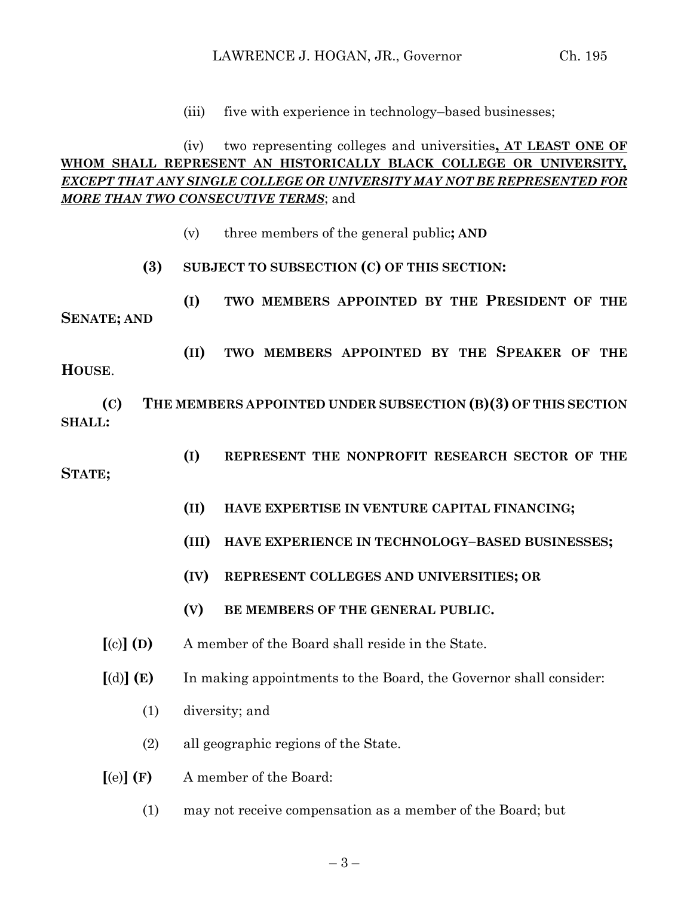(iii) five with experience in technology–based businesses;

(iv) two representing colleges and universities**, AT LEAST ONE OF WHOM SHALL REPRESENT AN HISTORICALLY BLACK COLLEGE OR UNIVERSITY,** ***EXCEPT THAT ANY SINGLE COLLEGE OR UNIVERSITY MAY NOT BE REPRESENTED FOR MORE THAN TWO CONSECUTIVE TERMS***; and

(v) three members of the general public**; AND**

**(3) SUBJECT TO SUBSECTION (C) OF THIS SECTION:**

**(I) TWO MEMBERS APPOINTED BY THE PRESIDENT OF THE SENATE; AND**

**(II) TWO MEMBERS APPOINTED BY THE SPEAKER OF THE HOUSE**.

**(C) THE MEMBERS APPOINTED UNDER SUBSECTION (B)(3) OF THIS SECTION SHALL:**

**(I) REPRESENT THE NONPROFIT RESEARCH SECTOR OF THE STATE;**

**(II) HAVE EXPERTISE IN VENTURE CAPITAL FINANCING;**

**(III) HAVE EXPERIENCE IN TECHNOLOGY–BASED BUSINESSES;**

**(IV) REPRESENT COLLEGES AND UNIVERSITIES; OR**

**(V) BE MEMBERS OF THE GENERAL PUBLIC.**

**[**(c)**] (D)** A member of the Board shall reside in the State.

**[**(d)**] (E)** In making appointments to the Board, the Governor shall consider:

(1) diversity; and

(2) all geographic regions of the State.

**[**(e)**] (F)** A member of the Board:

(1) may not receive compensation as a member of the Board; but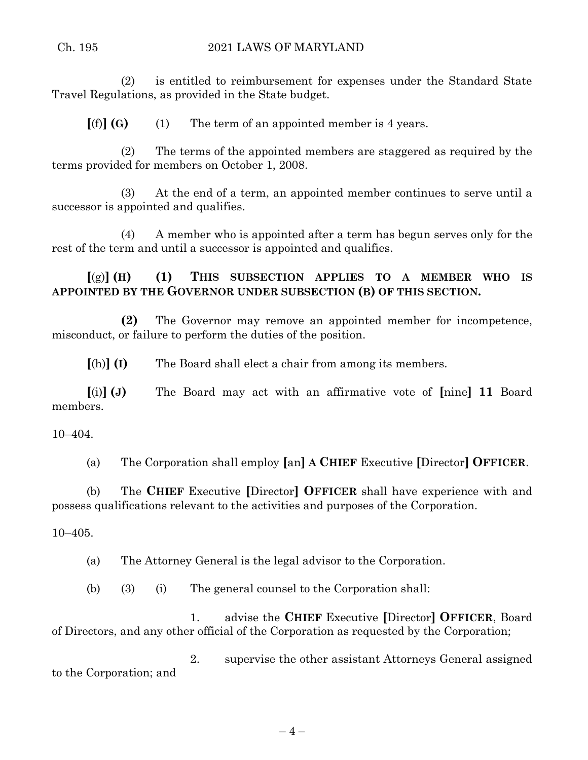(2) is entitled to reimbursement for expenses under the Standard State Travel Regulations, as provided in the State budget.

**[**(f)**] (G)** (1) The term of an appointed member is 4 years.

(2) The terms of the appointed members are staggered as required by the terms provided for members on October 1, 2008.

(3) At the end of a term, an appointed member continues to serve until a successor is appointed and qualifies.

(4) A member who is appointed after a term has begun serves only for the rest of the term and until a successor is appointed and qualifies.

**[**(g)**] (H) (1) THIS SUBSECTION APPLIES TO A MEMBER WHO IS APPOINTED BY THE GOVERNOR UNDER SUBSECTION (B) OF THIS SECTION.**

**(2)** The Governor may remove an appointed member for incompetence, misconduct, or failure to perform the duties of the position.

**[**(h)**] (I)** The Board shall elect a chair from among its members.

**[**(i)**] (J)** The Board may act with an affirmative vote of **[**nine**] 11** Board members.

10–404.

(a) The Corporation shall employ **[**an**] A CHIEF** Executive **[**Director**] OFFICER**.

(b) The **CHIEF** Executive **[**Director**] OFFICER** shall have experience with and possess qualifications relevant to the activities and purposes of the Corporation.

10–405.

(a) The Attorney General is the legal advisor to the Corporation.

(b) (3) (i) The general counsel to the Corporation shall:

1. advise the **CHIEF** Executive **[**Director**] OFFICER**, Board of Directors, and any other official of the Corporation as requested by the Corporation;

2. supervise the other assistant Attorneys General assigned to the Corporation; and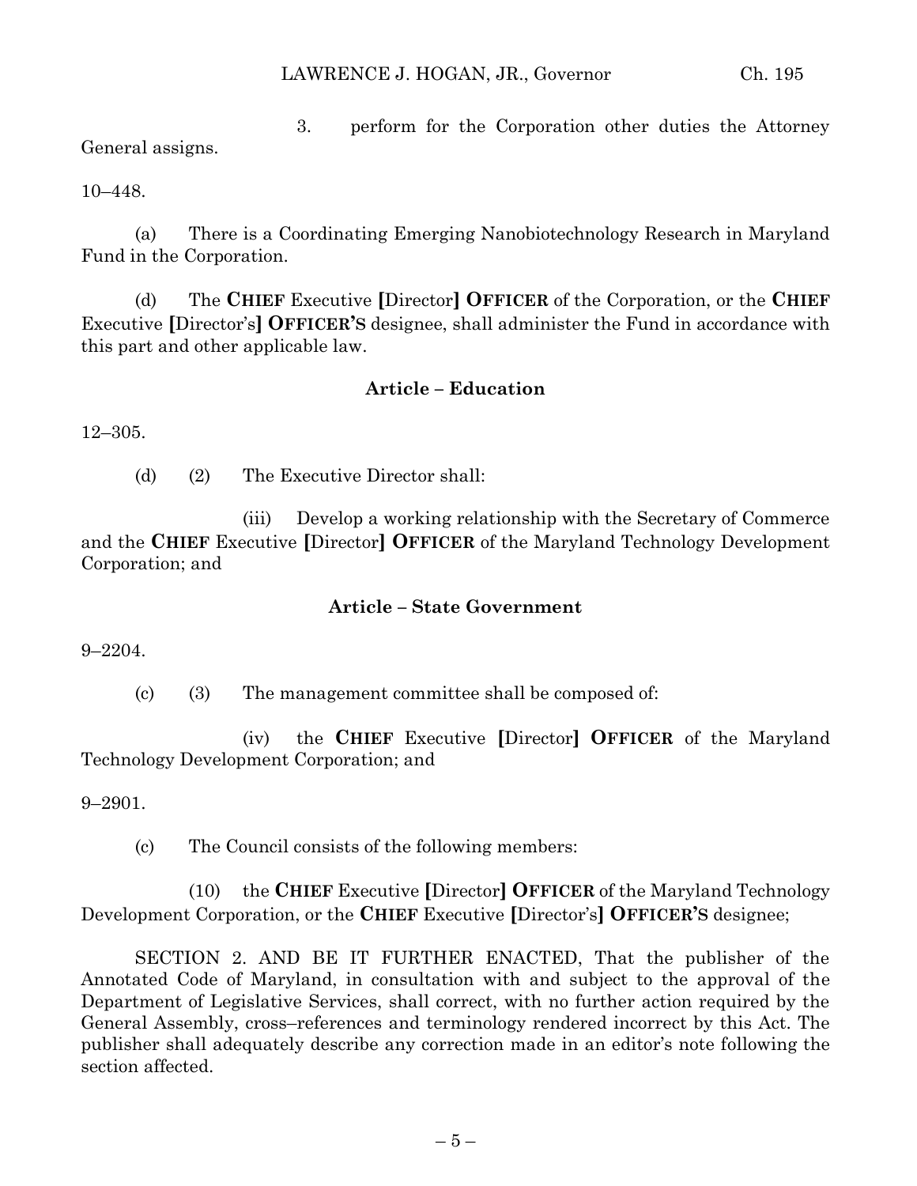3. perform for the Corporation other duties the Attorney General assigns.

10–448.

(a) There is a Coordinating Emerging Nanobiotechnology Research in Maryland Fund in the Corporation.

(d) The **CHIEF** Executive **[**Director**]** **OFFICER** of the Corporation, or the **CHIEF** Executive **[**Director's**]** **OFFICER'S** designee, shall administer the Fund in accordance with this part and other applicable law.

**Article – Education**

12–305.

(d) (2) The Executive Director shall:

(iii) Develop a working relationship with the Secretary of Commerce and the **CHIEF** Executive **[**Director**]** **OFFICER** of the Maryland Technology Development Corporation; and

**Article – State Government**

9–2204.

(c) (3) The management committee shall be composed of:

(iv) the **CHIEF** Executive **[**Director**]** **OFFICER** of the Maryland Technology Development Corporation; and

9–2901.

(c) The Council consists of the following members:

(10) the **CHIEF** Executive **[**Director**]** **OFFICER** of the Maryland Technology Development Corporation, or the **CHIEF** Executive **[**Director's**]** **OFFICER'S** designee;

SECTION 2. AND BE IT FURTHER ENACTED, That the publisher of the Annotated Code of Maryland, in consultation with and subject to the approval of the Department of Legislative Services, shall correct, with no further action required by the General Assembly, cross–references and terminology rendered incorrect by this Act. The publisher shall adequately describe any correction made in an editor's note following the section affected.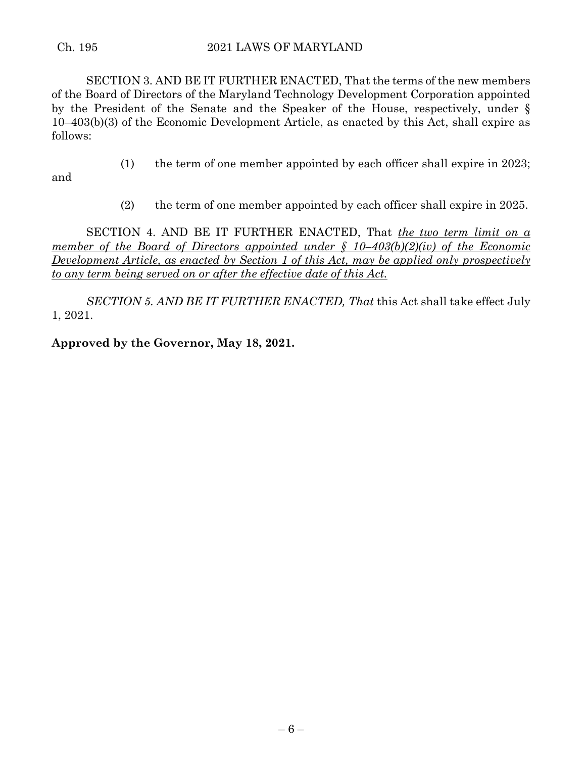SECTION 3. AND BE IT FURTHER ENACTED, That the terms of the new members of the Board of Directors of the Maryland Technology Development Corporation appointed by the President of the Senate and the Speaker of the House, respectively, under § 10–403(b)(3) of the Economic Development Article, as enacted by this Act, shall expire as follows:

(1) the term of one member appointed by each officer shall expire in 2023; and

(2) the term of one member appointed by each officer shall expire in 2025.

SECTION 4. AND BE IT FURTHER ENACTED, That <u>*the two term limit on a member of the Board of Directors appointed under § 10–403(b)(2)(iv) of the Economic Development Article, as enacted by Section 1 of this Act, may be applied only prospectively to any term being served on or after the effective date of this Act.*</u>

<u>*SECTION 5. AND BE IT FURTHER ENACTED, That*</u> this Act shall take effect July 1, 2021.

**Approved by the Governor, May 18, 2021.**